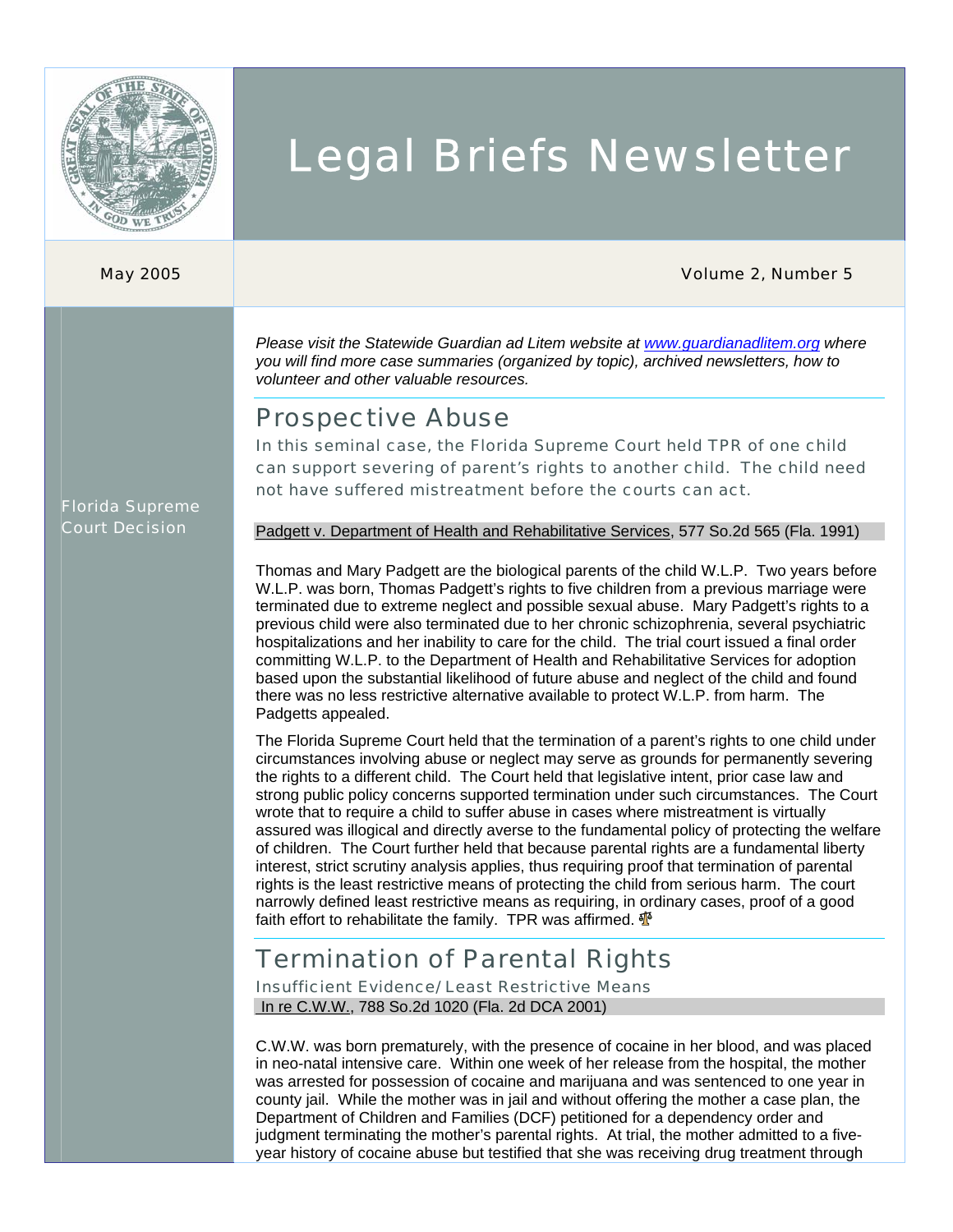# Legal Briefs Newsletter

May 2005 — Volume 2, Number 5

*Please visit the Statewide Guardian ad Litem website at www.guardianadlitem.org where you will find more case summaries (organized by topic), archived newsletters, how to volunteer and other valuable resources.*

## Prospective Abuse

Florida Supreme Court Decision

In this seminal case, the Florida Supreme Court held TPR of one child can support severing of parent's rights to another child. The child need not have suffered mistreatment before the courts can act.

Padgett v. Department of Health and Rehabilitative Services, 577 So.2d 565 (Fla. 1991)

Thomas and Mary Padgett are the biological parents of the child W.L.P. Two years before W.L.P. was born, Thomas Padgett's rights to five children from a previous marriage were terminated due to extreme neglect and possible sexual abuse. Mary Padgett's rights to a previous child were also terminated due to her chronic schizophrenia, several psychiatric hospitalizations and her inability to care for the child. The trial court issued a final order committing W.L.P. to the Department of Health and Rehabilitative Services for adoption based upon the substantial likelihood of future abuse and neglect of the child and found there was no less restrictive alternative available to protect W.L.P. from harm. The Padgetts appealed.

The Florida Supreme Court held that the termination of a parent's rights to one child under circumstances involving abuse or neglect may serve as grounds for permanently severing the rights to a different child. The Court held that legislative intent, prior case law and strong public policy concerns supported termination under such circumstances. The Court wrote that to require a child to suffer abuse in cases where mistreatment is virtually assured was illogical and directly averse to the fundamental policy of protecting the welfare of children. The Court further held that because parental rights are a fundamental liberty interest, strict scrutiny analysis applies, thus requiring proof that termination of parental rights is the least restrictive means of protecting the child from serious harm. The court narrowly defined least restrictive means as requiring, in ordinary cases, proof of a good faith effort to rehabilitate the family. TPR was affirmed.

## Termination of Parental Rights

### Insufficient Evidence/Least Restrictive Means

In re C.W.W., 788 So.2d 1020 (Fla. 2d DCA 2001)

C.W.W. was born prematurely, with the presence of cocaine in her blood, and was placed in neo-natal intensive care. Within one week of her release from the hospital, the mother was arrested for possession of cocaine and marijuana and was sentenced to one year in county jail. While the mother was in jail and without offering the mother a case plan, the Department of Children and Families (DCF) petitioned for a dependency order and judgment terminating the mother's parental rights. At trial, the mother admitted to a five-year history of cocaine abuse but testified that she was receiving drug treatment through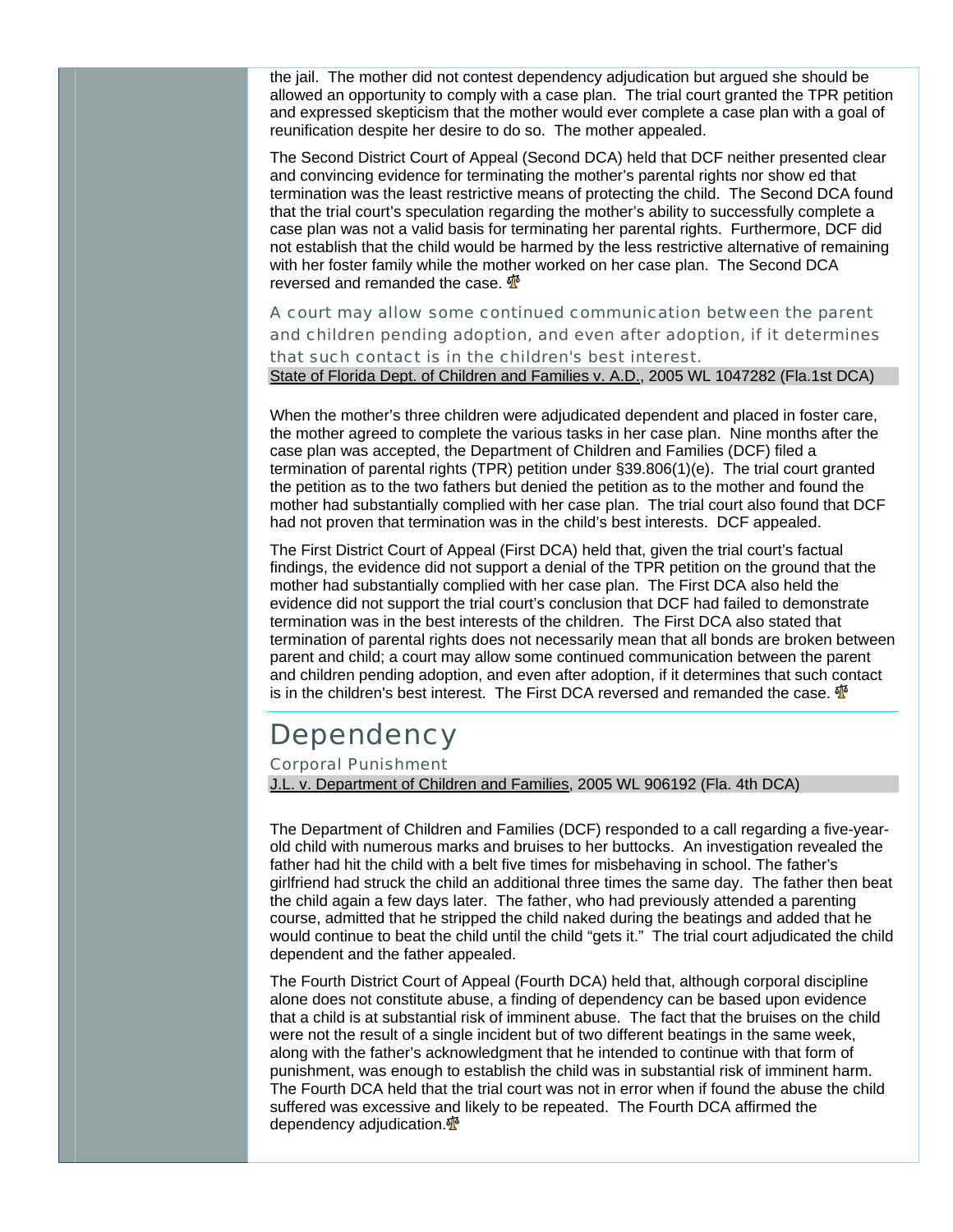the jail. The mother did not contest dependency adjudication but argued she should be allowed an opportunity to comply with a case plan. The trial court granted the TPR petition and expressed skepticism that the mother would ever complete a case plan with a goal of reunification despite her desire to do so. The mother appealed.

The Second District Court of Appeal (Second DCA) held that DCF neither presented clear and convincing evidence for terminating the mother's parental rights nor show ed that termination was the least restrictive means of protecting the child. The Second DCA found that the trial court's speculation regarding the mother's ability to successfully complete a case plan was not a valid basis for terminating her parental rights. Furthermore, DCF did not establish that the child would be harmed by the less restrictive alternative of remaining with her foster family while the mother worked on her case plan. The Second DCA reversed and remanded the case.

### A court may allow some continued communication between the parent and children pending adoption, and even after adoption, if it determines that such contact is in the children's best interest.

State of Florida Dept. of Children and Families v. A.D., 2005 WL 1047282 (Fla.1st DCA)

When the mother's three children were adjudicated dependent and placed in foster care, the mother agreed to complete the various tasks in her case plan. Nine months after the case plan was accepted, the Department of Children and Families (DCF) filed a termination of parental rights (TPR) petition under §39.806(1)(e). The trial court granted the petition as to the two fathers but denied the petition as to the mother and found the mother had substantially complied with her case plan. The trial court also found that DCF had not proven that termination was in the child's best interests. DCF appealed.

The First District Court of Appeal (First DCA) held that, given the trial court's factual findings, the evidence did not support a denial of the TPR petition on the ground that the mother had substantially complied with her case plan. The First DCA also held the evidence did not support the trial court's conclusion that DCF had failed to demonstrate termination was in the best interests of the children. The First DCA also stated that termination of parental rights does not necessarily mean that all bonds are broken between parent and child; a court may allow some continued communication between the parent and children pending adoption, and even after adoption, if it determines that such contact is in the children's best interest. The First DCA reversed and remanded the case.

## Dependency

### Corporal Punishment

J.L. v. Department of Children and Families, 2005 WL 906192 (Fla. 4th DCA)

The Department of Children and Families (DCF) responded to a call regarding a five-year-old child with numerous marks and bruises to her buttocks. An investigation revealed the father had hit the child with a belt five times for misbehaving in school. The father's girlfriend had struck the child an additional three times the same day. The father then beat the child again a few days later. The father, who had previously attended a parenting course, admitted that he stripped the child naked during the beatings and added that he would continue to beat the child until the child "gets it." The trial court adjudicated the child dependent and the father appealed.

The Fourth District Court of Appeal (Fourth DCA) held that, although corporal discipline alone does not constitute abuse, a finding of dependency can be based upon evidence that a child is at substantial risk of imminent abuse. The fact that the bruises on the child were not the result of a single incident but of two different beatings in the same week, along with the father's acknowledgment that he intended to continue with that form of punishment, was enough to establish the child was in substantial risk of imminent harm. The Fourth DCA held that the trial court was not in error when if found the abuse the child suffered was excessive and likely to be repeated. The Fourth DCA affirmed the dependency adjudication.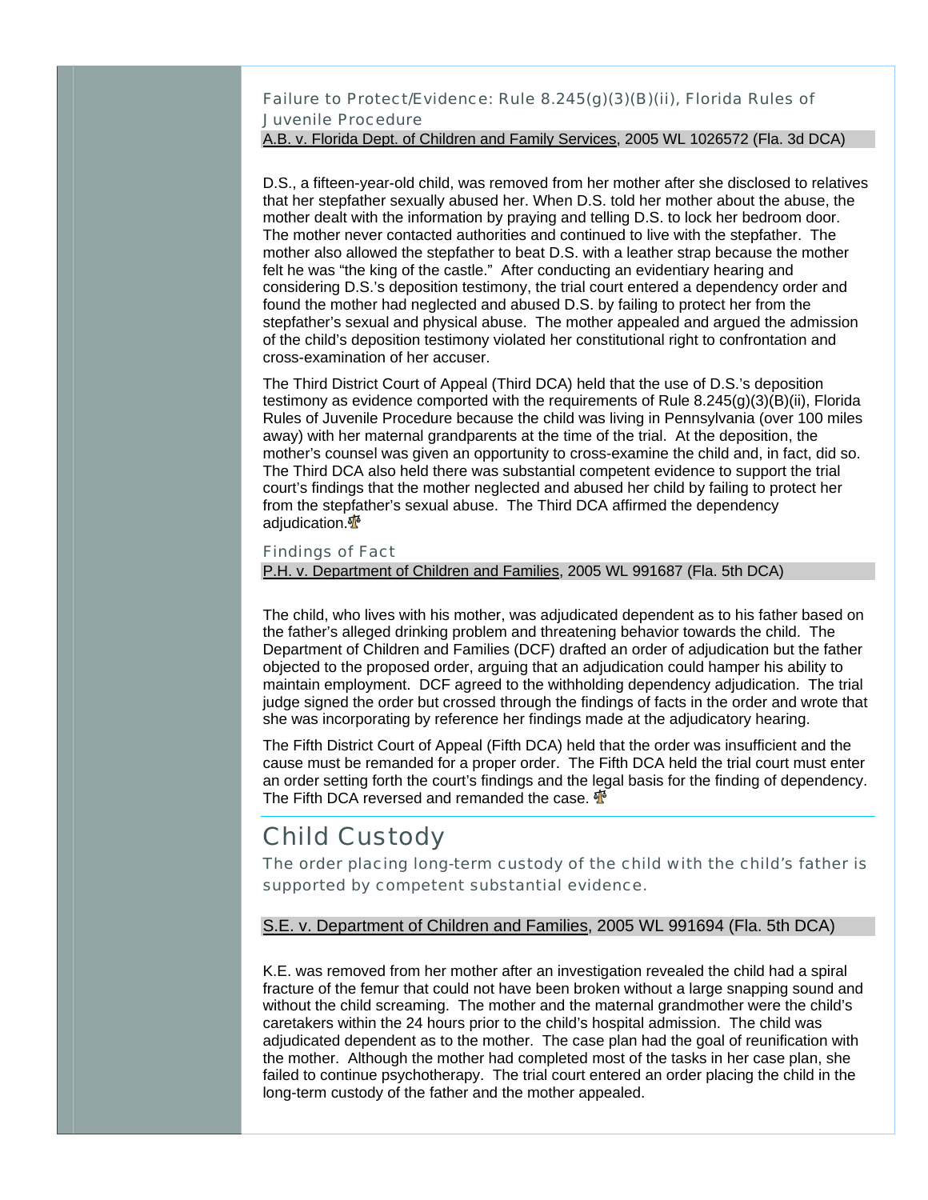### Failure to Protect/Evidence: Rule 8.245(g)(3)(B)(ii), Florida Rules of Juvenile Procedure

A.B. v. Florida Dept. of Children and Family Services, 2005 WL 1026572 (Fla. 3d DCA)

D.S., a fifteen-year-old child, was removed from her mother after she disclosed to relatives that her stepfather sexually abused her. When D.S. told her mother about the abuse, the mother dealt with the information by praying and telling D.S. to lock her bedroom door. The mother never contacted authorities and continued to live with the stepfather. The mother also allowed the stepfather to beat D.S. with a leather strap because the mother felt he was "the king of the castle." After conducting an evidentiary hearing and considering D.S.'s deposition testimony, the trial court entered a dependency order and found the mother had neglected and abused D.S. by failing to protect her from the stepfather's sexual and physical abuse. The mother appealed and argued the admission of the child's deposition testimony violated her constitutional right to confrontation and cross-examination of her accuser.

The Third District Court of Appeal (Third DCA) held that the use of D.S.'s deposition testimony as evidence comported with the requirements of Rule 8.245(g)(3)(B)(ii), Florida Rules of Juvenile Procedure because the child was living in Pennsylvania (over 100 miles away) with her maternal grandparents at the time of the trial. At the deposition, the mother's counsel was given an opportunity to cross-examine the child and, in fact, did so. The Third DCA also held there was substantial competent evidence to support the trial court's findings that the mother neglected and abused her child by failing to protect her from the stepfather's sexual abuse. The Third DCA affirmed the dependency adjudication.

### Findings of Fact

P.H. v. Department of Children and Families, 2005 WL 991687 (Fla. 5th DCA)

The child, who lives with his mother, was adjudicated dependent as to his father based on the father's alleged drinking problem and threatening behavior towards the child. The Department of Children and Families (DCF) drafted an order of adjudication but the father objected to the proposed order, arguing that an adjudication could hamper his ability to maintain employment. DCF agreed to the withholding dependency adjudication. The trial judge signed the order but crossed through the findings of facts in the order and wrote that she was incorporating by reference her findings made at the adjudicatory hearing.

The Fifth District Court of Appeal (Fifth DCA) held that the order was insufficient and the cause must be remanded for a proper order. The Fifth DCA held the trial court must enter an order setting forth the court's findings and the legal basis for the finding of dependency. The Fifth DCA reversed and remanded the case.

## Child Custody

### The order placing long-term custody of the child with the child's father is supported by competent substantial evidence.

S.E. v. Department of Children and Families, 2005 WL 991694 (Fla. 5th DCA)

K.E. was removed from her mother after an investigation revealed the child had a spiral fracture of the femur that could not have been broken without a large snapping sound and without the child screaming. The mother and the maternal grandmother were the child's caretakers within the 24 hours prior to the child's hospital admission. The child was adjudicated dependent as to the mother. The case plan had the goal of reunification with the mother. Although the mother had completed most of the tasks in her case plan, she failed to continue psychotherapy. The trial court entered an order placing the child in the long-term custody of the father and the mother appealed.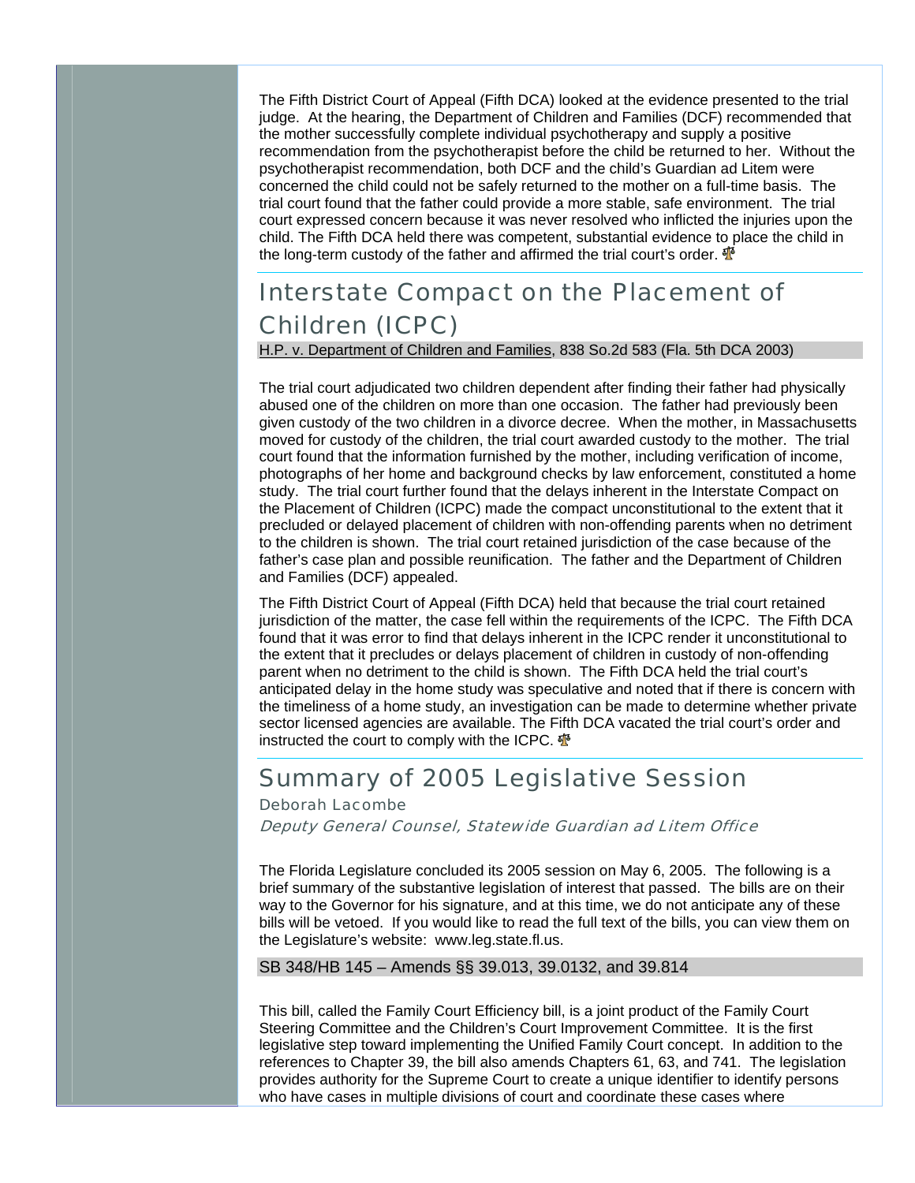The Fifth District Court of Appeal (Fifth DCA) looked at the evidence presented to the trial judge. At the hearing, the Department of Children and Families (DCF) recommended that the mother successfully complete individual psychotherapy and supply a positive recommendation from the psychotherapist before the child be returned to her. Without the psychotherapist recommendation, both DCF and the child's Guardian ad Litem were concerned the child could not be safely returned to the mother on a full-time basis. The trial court found that the father could provide a more stable, safe environment. The trial court expressed concern because it was never resolved who inflicted the injuries upon the child. The Fifth DCA held there was competent, substantial evidence to place the child in the long-term custody of the father and affirmed the trial court's order.

## Interstate Compact on the Placement of Children (ICPC)

H.P. v. Department of Children and Families, 838 So.2d 583 (Fla. 5th DCA 2003)

The trial court adjudicated two children dependent after finding their father had physically abused one of the children on more than one occasion. The father had previously been given custody of the two children in a divorce decree. When the mother, in Massachusetts moved for custody of the children, the trial court awarded custody to the mother. The trial court found that the information furnished by the mother, including verification of income, photographs of her home and background checks by law enforcement, constituted a home study. The trial court further found that the delays inherent in the Interstate Compact on the Placement of Children (ICPC) made the compact unconstitutional to the extent that it precluded or delayed placement of children with non-offending parents when no detriment to the children is shown. The trial court retained jurisdiction of the case because of the father's case plan and possible reunification. The father and the Department of Children and Families (DCF) appealed.

The Fifth District Court of Appeal (Fifth DCA) held that because the trial court retained jurisdiction of the matter, the case fell within the requirements of the ICPC. The Fifth DCA found that it was error to find that delays inherent in the ICPC render it unconstitutional to the extent that it precludes or delays placement of children in custody of non-offending parent when no detriment to the child is shown. The Fifth DCA held the trial court's anticipated delay in the home study was speculative and noted that if there is concern with the timeliness of a home study, an investigation can be made to determine whether private sector licensed agencies are available. The Fifth DCA vacated the trial court's order and instructed the court to comply with the ICPC.

## Summary of 2005 Legislative Session

Deborah Lacombe

*Deputy General Counsel, Statewide Guardian ad Litem Office*

The Florida Legislature concluded its 2005 session on May 6, 2005. The following is a brief summary of the substantive legislation of interest that passed. The bills are on their way to the Governor for his signature, and at this time, we do not anticipate any of these bills will be vetoed. If you would like to read the full text of the bills, you can view them on the Legislature's website: www.leg.state.fl.us.

### SB 348/HB 145 – Amends §§ 39.013, 39.0132, and 39.814

This bill, called the Family Court Efficiency bill, is a joint product of the Family Court Steering Committee and the Children's Court Improvement Committee. It is the first legislative step toward implementing the Unified Family Court concept. In addition to the references to Chapter 39, the bill also amends Chapters 61, 63, and 741. The legislation provides authority for the Supreme Court to create a unique identifier to identify persons who have cases in multiple divisions of court and coordinate these cases where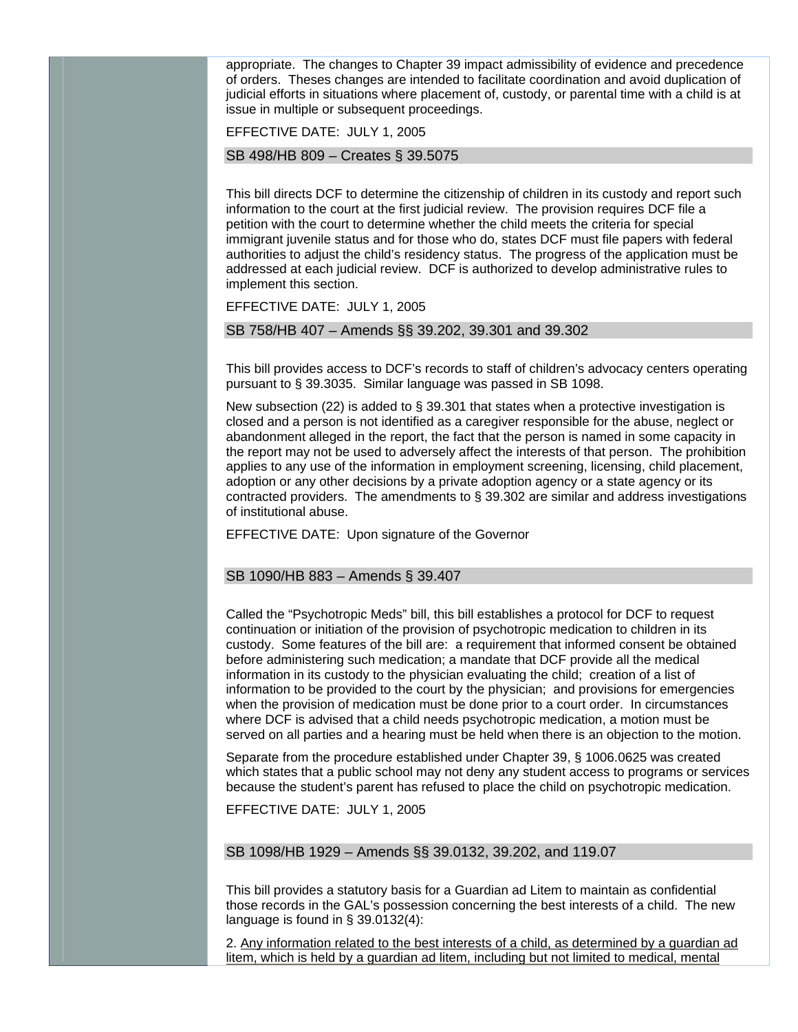appropriate. The changes to Chapter 39 impact admissibility of evidence and precedence of orders. Theses changes are intended to facilitate coordination and avoid duplication of judicial efforts in situations where placement of, custody, or parental time with a child is at issue in multiple or subsequent proceedings.

EFFECTIVE DATE: JULY 1, 2005

### SB 498/HB 809 – Creates § 39.5075

This bill directs DCF to determine the citizenship of children in its custody and report such information to the court at the first judicial review. The provision requires DCF file a petition with the court to determine whether the child meets the criteria for special immigrant juvenile status and for those who do, states DCF must file papers with federal authorities to adjust the child's residency status. The progress of the application must be addressed at each judicial review. DCF is authorized to develop administrative rules to implement this section.

EFFECTIVE DATE: JULY 1, 2005

### SB 758/HB 407 – Amends §§ 39.202, 39.301 and 39.302

This bill provides access to DCF's records to staff of children's advocacy centers operating pursuant to § 39.3035. Similar language was passed in SB 1098.

New subsection (22) is added to § 39.301 that states when a protective investigation is closed and a person is not identified as a caregiver responsible for the abuse, neglect or abandonment alleged in the report, the fact that the person is named in some capacity in the report may not be used to adversely affect the interests of that person. The prohibition applies to any use of the information in employment screening, licensing, child placement, adoption or any other decisions by a private adoption agency or a state agency or its contracted providers. The amendments to § 39.302 are similar and address investigations of institutional abuse.

EFFECTIVE DATE: Upon signature of the Governor

### SB 1090/HB 883 – Amends § 39.407

Called the "Psychotropic Meds" bill, this bill establishes a protocol for DCF to request continuation or initiation of the provision of psychotropic medication to children in its custody. Some features of the bill are: a requirement that informed consent be obtained before administering such medication; a mandate that DCF provide all the medical information in its custody to the physician evaluating the child; creation of a list of information to be provided to the court by the physician; and provisions for emergencies when the provision of medication must be done prior to a court order. In circumstances where DCF is advised that a child needs psychotropic medication, a motion must be served on all parties and a hearing must be held when there is an objection to the motion.

Separate from the procedure established under Chapter 39, § 1006.0625 was created which states that a public school may not deny any student access to programs or services because the student's parent has refused to place the child on psychotropic medication.

EFFECTIVE DATE: JULY 1, 2005

### SB 1098/HB 1929 – Amends §§ 39.0132, 39.202, and 119.07

This bill provides a statutory basis for a Guardian ad Litem to maintain as confidential those records in the GAL's possession concerning the best interests of a child. The new language is found in § 39.0132(4):

2. <u>Any information related to the best interests of a child, as determined by a guardian ad litem, which is held by a guardian ad litem, including but not limited to medical, mental</u>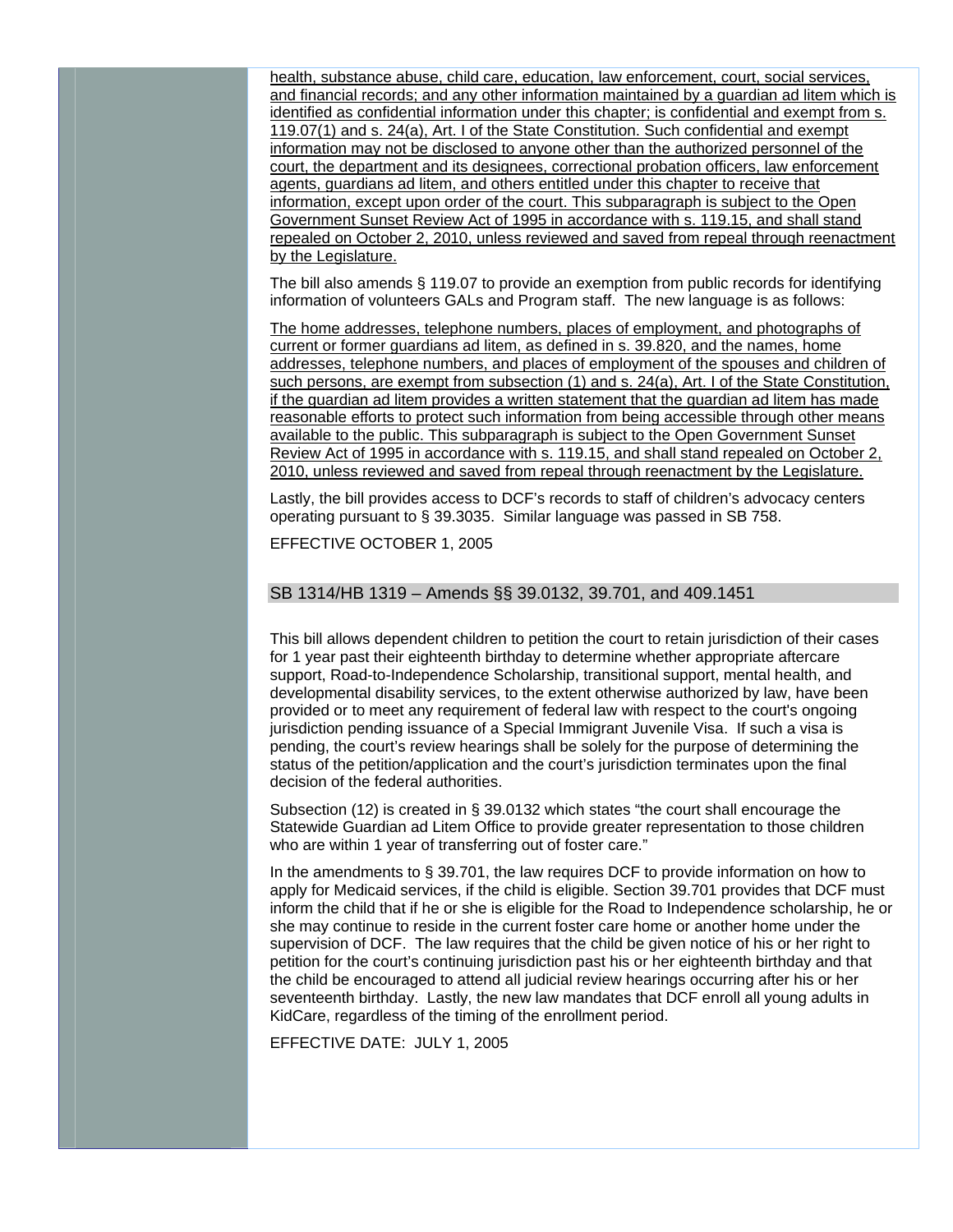health, substance abuse, child care, education, law enforcement, court, social services, and financial records; and any other information maintained by a guardian ad litem which is identified as confidential information under this chapter; is confidential and exempt from s. 119.07(1) and s. 24(a), Art. I of the State Constitution. Such confidential and exempt information may not be disclosed to anyone other than the authorized personnel of the court, the department and its designees, correctional probation officers, law enforcement agents, guardians ad litem, and others entitled under this chapter to receive that information, except upon order of the court. This subparagraph is subject to the Open Government Sunset Review Act of 1995 in accordance with s. 119.15, and shall stand repealed on October 2, 2010, unless reviewed and saved from repeal through reenactment by the Legislature.

The bill also amends § 119.07 to provide an exemption from public records for identifying information of volunteers GALs and Program staff. The new language is as follows:

The home addresses, telephone numbers, places of employment, and photographs of current or former guardians ad litem, as defined in s. 39.820, and the names, home addresses, telephone numbers, and places of employment of the spouses and children of such persons, are exempt from subsection (1) and s. 24(a), Art. I of the State Constitution, if the guardian ad litem provides a written statement that the guardian ad litem has made reasonable efforts to protect such information from being accessible through other means available to the public. This subparagraph is subject to the Open Government Sunset Review Act of 1995 in accordance with s. 119.15, and shall stand repealed on October 2, 2010, unless reviewed and saved from repeal through reenactment by the Legislature.

Lastly, the bill provides access to DCF's records to staff of children's advocacy centers operating pursuant to § 39.3035. Similar language was passed in SB 758.

EFFECTIVE OCTOBER 1, 2005

## SB 1314/HB 1319 – Amends §§ 39.0132, 39.701, and 409.1451

This bill allows dependent children to petition the court to retain jurisdiction of their cases for 1 year past their eighteenth birthday to determine whether appropriate aftercare support, Road-to-Independence Scholarship, transitional support, mental health, and developmental disability services, to the extent otherwise authorized by law, have been provided or to meet any requirement of federal law with respect to the court's ongoing jurisdiction pending issuance of a Special Immigrant Juvenile Visa. If such a visa is pending, the court's review hearings shall be solely for the purpose of determining the status of the petition/application and the court's jurisdiction terminates upon the final decision of the federal authorities.

Subsection (12) is created in § 39.0132 which states "the court shall encourage the Statewide Guardian ad Litem Office to provide greater representation to those children who are within 1 year of transferring out of foster care."

In the amendments to § 39.701, the law requires DCF to provide information on how to apply for Medicaid services, if the child is eligible. Section 39.701 provides that DCF must inform the child that if he or she is eligible for the Road to Independence scholarship, he or she may continue to reside in the current foster care home or another home under the supervision of DCF. The law requires that the child be given notice of his or her right to petition for the court's continuing jurisdiction past his or her eighteenth birthday and that the child be encouraged to attend all judicial review hearings occurring after his or her seventeenth birthday. Lastly, the new law mandates that DCF enroll all young adults in KidCare, regardless of the timing of the enrollment period.

EFFECTIVE DATE: JULY 1, 2005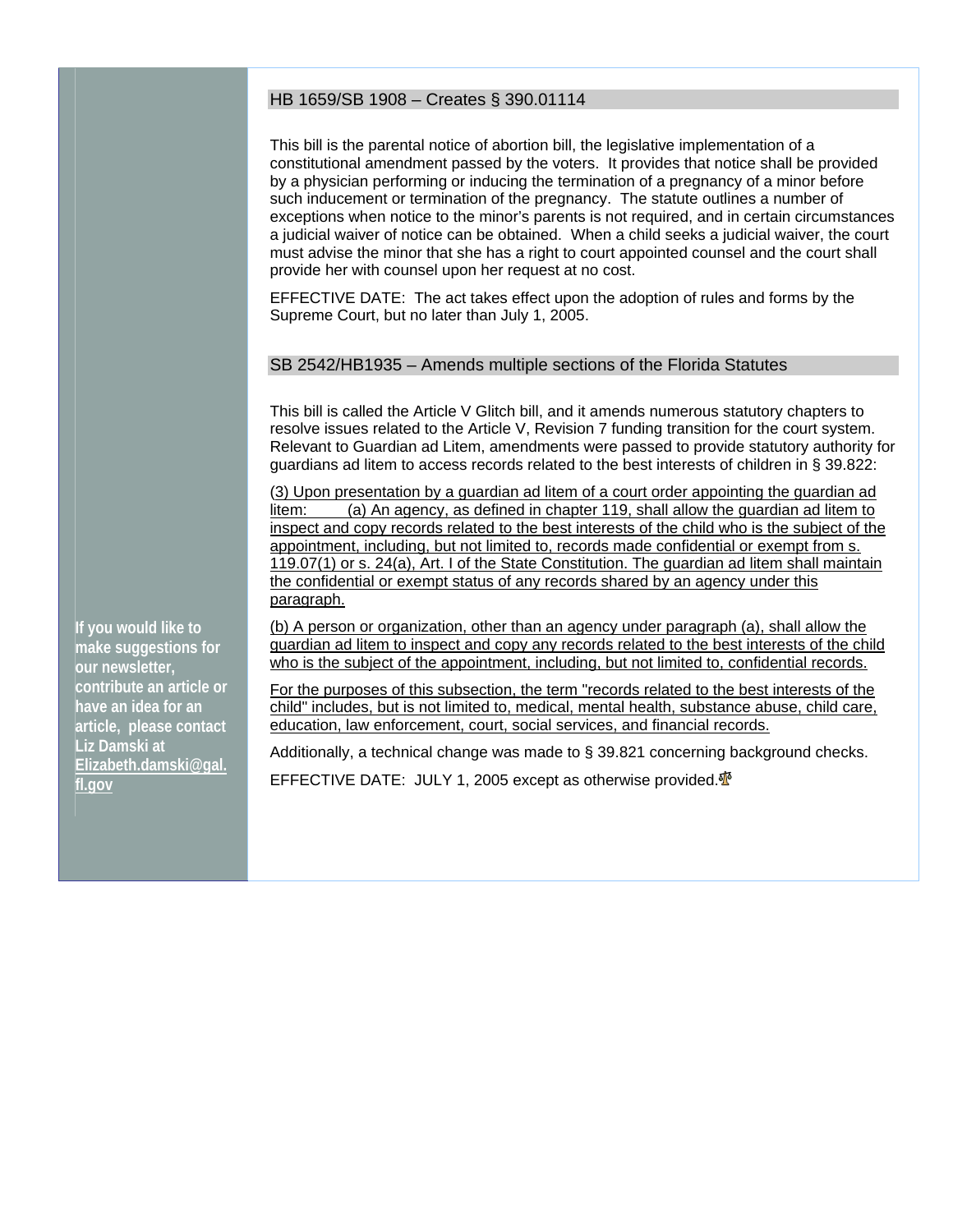## HB 1659/SB 1908 – Creates § 390.01114

This bill is the parental notice of abortion bill, the legislative implementation of a constitutional amendment passed by the voters. It provides that notice shall be provided by a physician performing or inducing the termination of a pregnancy of a minor before such inducement or termination of the pregnancy. The statute outlines a number of exceptions when notice to the minor's parents is not required, and in certain circumstances a judicial waiver of notice can be obtained. When a child seeks a judicial waiver, the court must advise the minor that she has a right to court appointed counsel and the court shall provide her with counsel upon her request at no cost.

EFFECTIVE DATE: The act takes effect upon the adoption of rules and forms by the Supreme Court, but no later than July 1, 2005.

## SB 2542/HB1935 – Amends multiple sections of the Florida Statutes

This bill is called the Article V Glitch bill, and it amends numerous statutory chapters to resolve issues related to the Article V, Revision 7 funding transition for the court system. Relevant to Guardian ad Litem, amendments were passed to provide statutory authority for guardians ad litem to access records related to the best interests of children in § 39.822:

<u>(3) Upon presentation by a guardian ad litem of a court order appointing the guardian ad litem: (a) An agency, as defined in chapter 119, shall allow the guardian ad litem to inspect and copy records related to the best interests of the child who is the subject of the appointment, including, but not limited to, records made confidential or exempt from s. 119.07(1) or s. 24(a), Art. I of the State Constitution. The guardian ad litem shall maintain the confidential or exempt status of any records shared by an agency under this paragraph.</u>

<u>(b) A person or organization, other than an agency under paragraph (a), shall allow the guardian ad litem to inspect and copy any records related to the best interests of the child who is the subject of the appointment, including, but not limited to, confidential records.</u>

<u>For the purposes of this subsection, the term "records related to the best interests of the child" includes, but is not limited to, medical, mental health, substance abuse, child care, education, law enforcement, court, social services, and financial records.</u>

Additionally, a technical change was made to § 39.821 concerning background checks.

EFFECTIVE DATE: JULY 1, 2005 except as otherwise provided.

**If you would like to make suggestions for our newsletter, contribute an article or have an idea for an article, please contact Liz Damski at Elizabeth.damski@gal.fl.gov**